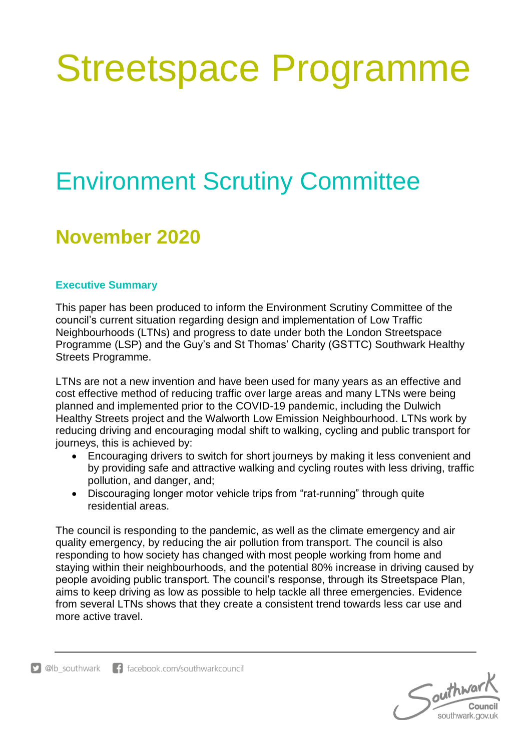# Streetspace Programme

## Environment Scrutiny Committee

### November 2020

**Executive Summary**

This paper has been produced to inform the Environment Scrutiny Committee of the council's current situation regarding design and implementation of Low Traffic Neighbourhoods (LTNs) and progress to date under both the London Streetspace Programme (LSP) and the Guy's and St Thomas' Charity (GSTTC) Southwark Healthy Streets Programme.

LTNs are not a new invention and have been used for many years as an effective and cost effective method of reducing traffic over large areas and many LTNs were being planned and implemented prior to the COVID-19 pandemic, including the Dulwich Healthy Streets project and the Walworth Low Emission Neighbourhood. LTNs work by reducing driving and encouraging modal shift to walking, cycling and public transport for journeys, this is achieved by:

- Encouraging drivers to switch for short journeys by making it less convenient and by providing safe and attractive walking and cycling routes with less driving, traffic pollution, and danger, and;
- Discouraging longer motor vehicle trips from "rat-running" through quite residential areas.

The council is responding to the pandemic, as well as the climate emergency and air quality emergency, by reducing the air pollution from transport. The council is also responding to how society has changed with most people working from home and staying within their neighbourhoods, and the potential 80% increase in driving caused by people avoiding public transport. The council's response, through its Streetspace Plan, aims to keep driving as low as possible to help tackle all three emergencies. Evidence from several LTNs shows that they create a consistent trend towards less car use and more active travel.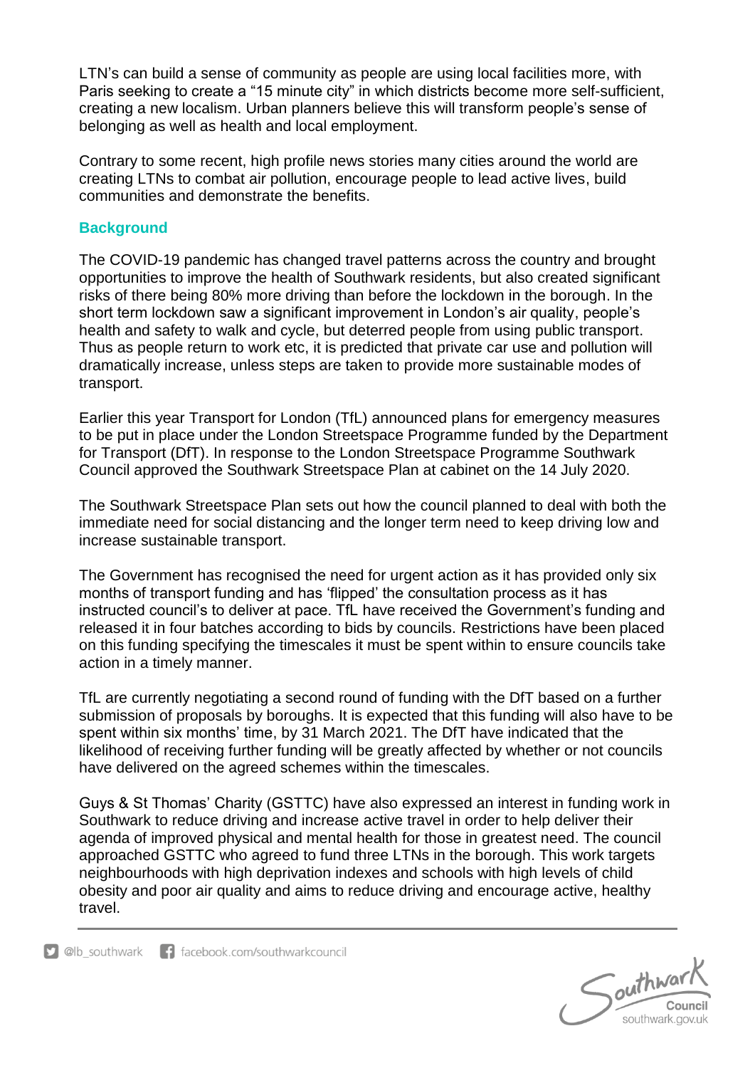LTN's can build a sense of community as people are using local facilities more, with Paris seeking to create a "15 minute city" in which districts become more self-sufficient, creating a new localism. Urban planners believe this will transform people's sense of belonging as well as health and local employment.

Contrary to some recent, high profile news stories many cities around the world are creating LTNs to combat air pollution, encourage people to lead active lives, build communities and demonstrate the benefits.

## Background

The COVID-19 pandemic has changed travel patterns across the country and brought opportunities to improve the health of Southwark residents, but also created significant risks of there being 80% more driving than before the lockdown in the borough. In the short term lockdown saw a significant improvement in London's air quality, people's health and safety to walk and cycle, but deterred people from using public transport. Thus as people return to work etc, it is predicted that private car use and pollution will dramatically increase, unless steps are taken to provide more sustainable modes of transport.

Earlier this year Transport for London (TfL) announced plans for emergency measures to be put in place under the London Streetspace Programme funded by the Department for Transport (DfT). In response to the London Streetspace Programme Southwark Council approved the Southwark Streetspace Plan at cabinet on the 14 July 2020.

The Southwark Streetspace Plan sets out how the council planned to deal with both the immediate need for social distancing and the longer term need to keep driving low and increase sustainable transport.

The Government has recognised the need for urgent action as it has provided only six months of transport funding and has 'flipped' the consultation process as it has instructed council's to deliver at pace. TfL have received the Government's funding and released it in four batches according to bids by councils. Restrictions have been placed on this funding specifying the timescales it must be spent within to ensure councils take action in a timely manner.

TfL are currently negotiating a second round of funding with the DfT based on a further submission of proposals by boroughs. It is expected that this funding will also have to be spent within six months' time, by 31 March 2021. The DfT have indicated that the likelihood of receiving further funding will be greatly affected by whether or not councils have delivered on the agreed schemes within the timescales.

Guys & St Thomas' Charity (GSTTC) have also expressed an interest in funding work in Southwark to reduce driving and increase active travel in order to help deliver their agenda of improved physical and mental health for those in greatest need. The council approached GSTTC who agreed to fund three LTNs in the borough. This work targets neighbourhoods with high deprivation indexes and schools with high levels of child obesity and poor air quality and aims to reduce driving and encourage active, healthy travel.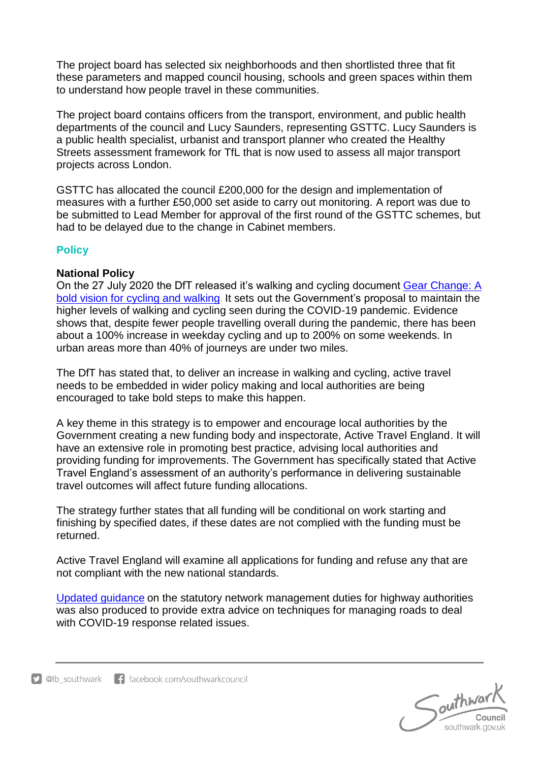The project board has selected six neighborhoods and then shortlisted three that fit these parameters and mapped council housing, schools and green spaces within them to understand how people travel in these communities.

The project board contains officers from the transport, environment, and public health departments of the council and Lucy Saunders, representing GSTTC. Lucy Saunders is a public health specialist, urbanist and transport planner who created the Healthy Streets assessment framework for TfL that is now used to assess all major transport projects across London.

GSTTC has allocated the council £200,000 for the design and implementation of measures with a further £50,000 set aside to carry out monitoring. A report was due to be submitted to Lead Member for approval of the first round of the GSTTC schemes, but had to be delayed due to the change in Cabinet members.

## Policy

### National Policy

On the 27 July 2020 the DfT released it's walking and cycling document Gear Change: A bold vision for cycling and walking. It sets out the Government's proposal to maintain the higher levels of walking and cycling seen during the COVID-19 pandemic. Evidence shows that, despite fewer people travelling overall during the pandemic, there has been about a 100% increase in weekday cycling and up to 200% on some weekends. In urban areas more than 40% of journeys are under two miles.

The DfT has stated that, to deliver an increase in walking and cycling, active travel needs to be embedded in wider policy making and local authorities are being encouraged to take bold steps to make this happen.

A key theme in this strategy is to empower and encourage local authorities by the Government creating a new funding body and inspectorate, Active Travel England. It will have an extensive role in promoting best practice, advising local authorities and providing funding for improvements. The Government has specifically stated that Active Travel England's assessment of an authority's performance in delivering sustainable travel outcomes will affect future funding allocations.

The strategy further states that all funding will be conditional on work starting and finishing by specified dates, if these dates are not complied with the funding must be returned.

Active Travel England will examine all applications for funding and refuse any that are not compliant with the new national standards.

Updated guidance on the statutory network management duties for highway authorities was also produced to provide extra advice on techniques for managing roads to deal with COVID-19 response related issues.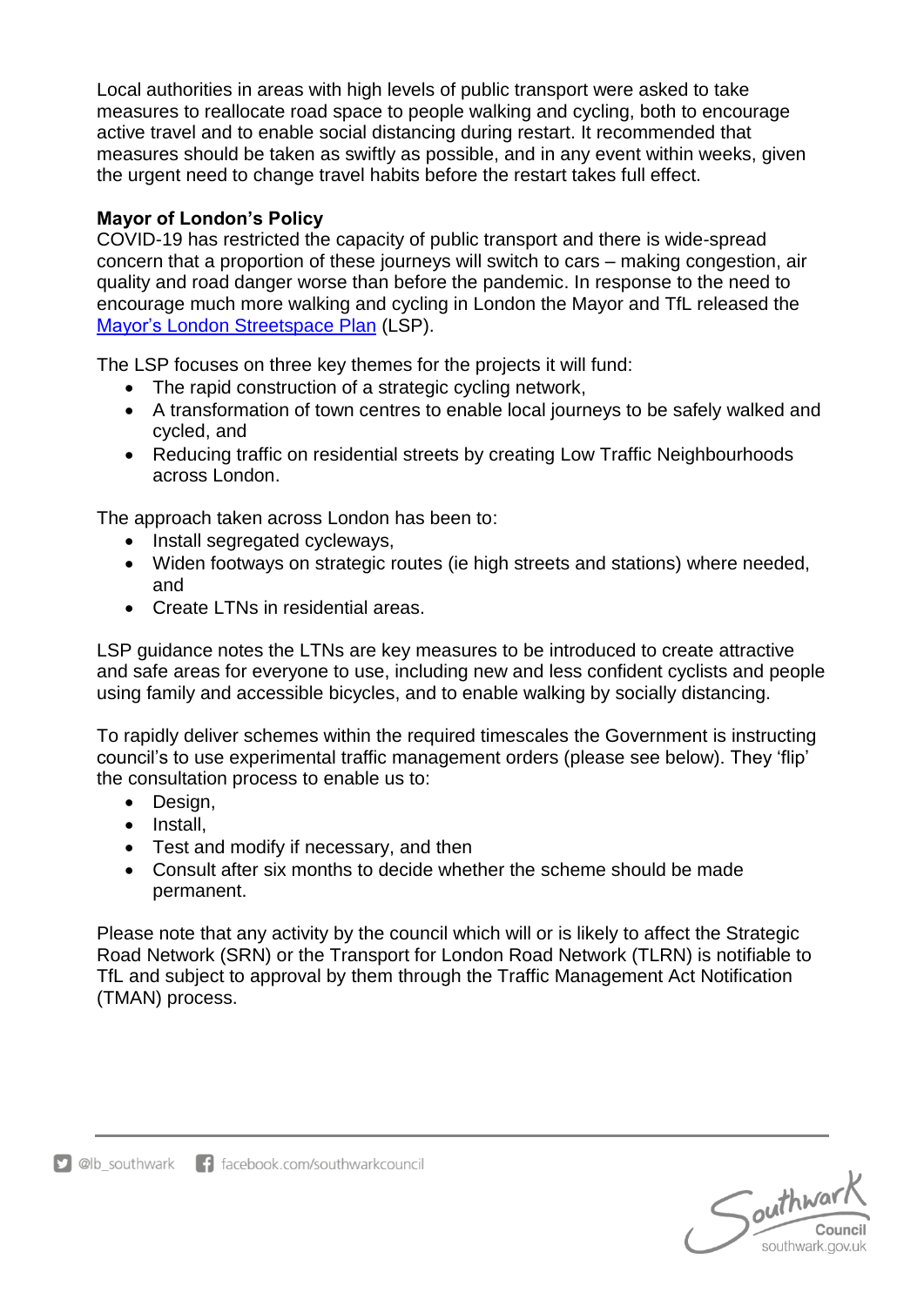Local authorities in areas with high levels of public transport were asked to take measures to reallocate road space to people walking and cycling, both to encourage active travel and to enable social distancing during restart. It recommended that measures should be taken as swiftly as possible, and in any event within weeks, given the urgent need to change travel habits before the restart takes full effect.

**Mayor of London's Policy**

COVID-19 has restricted the capacity of public transport and there is wide-spread concern that a proportion of these journeys will switch to cars – making congestion, air quality and road danger worse than before the pandemic. In response to the need to encourage much more walking and cycling in London the Mayor and TfL released the [Mayor's London Streetspace Plan](#) (LSP).

The LSP focuses on three key themes for the projects it will fund:

- The rapid construction of a strategic cycling network,
- A transformation of town centres to enable local journeys to be safely walked and cycled, and
- Reducing traffic on residential streets by creating Low Traffic Neighbourhoods across London.

The approach taken across London has been to:

- Install segregated cycleways,
- Widen footways on strategic routes (ie high streets and stations) where needed, and
- Create LTNs in residential areas.

LSP guidance notes the LTNs are key measures to be introduced to create attractive and safe areas for everyone to use, including new and less confident cyclists and people using family and accessible bicycles, and to enable walking by socially distancing.

To rapidly deliver schemes within the required timescales the Government is instructing council's to use experimental traffic management orders (please see below). They 'flip' the consultation process to enable us to:

- Design,
- Install,
- Test and modify if necessary, and then
- Consult after six months to decide whether the scheme should be made permanent.

Please note that any activity by the council which will or is likely to affect the Strategic Road Network (SRN) or the Transport for London Road Network (TLRN) is notifiable to TfL and subject to approval by them through the Traffic Management Act Notification (TMAN) process.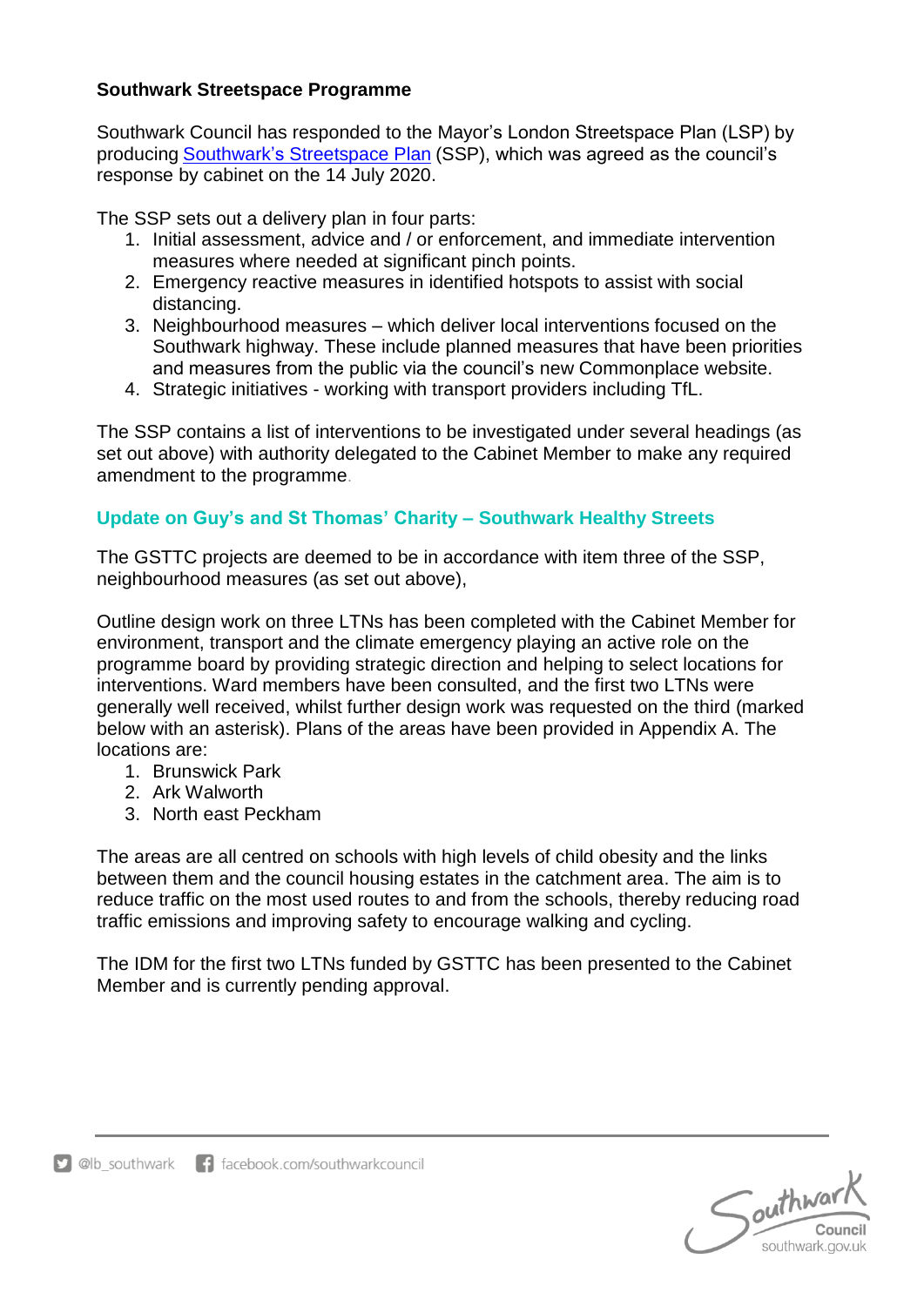**Southwark Streetspace Programme**

Southwark Council has responded to the Mayor's London Streetspace Plan (LSP) by producing [Southwark's Streetspace Plan](Southwark's Streetspace Plan) (SSP), which was agreed as the council's response by cabinet on the 14 July 2020.

The SSP sets out a delivery plan in four parts:

1. Initial assessment, advice and / or enforcement, and immediate intervention measures where needed at significant pinch points.
2. Emergency reactive measures in identified hotspots to assist with social distancing.
3. Neighbourhood measures – which deliver local interventions focused on the Southwark highway. These include planned measures that have been priorities and measures from the public via the council's new Commonplace website.
4. Strategic initiatives - working with transport providers including TfL.

The SSP contains a list of interventions to be investigated under several headings (as set out above) with authority delegated to the Cabinet Member to make any required amendment to the programme.

### Update on Guy's and St Thomas' Charity – Southwark Healthy Streets

The GSTTC projects are deemed to be in accordance with item three of the SSP, neighbourhood measures (as set out above),

Outline design work on three LTNs has been completed with the Cabinet Member for environment, transport and the climate emergency playing an active role on the programme board by providing strategic direction and helping to select locations for interventions. Ward members have been consulted, and the first two LTNs were generally well received, whilst further design work was requested on the third (marked below with an asterisk). Plans of the areas have been provided in Appendix A. The locations are:

1. Brunswick Park
2. Ark Walworth
3. North east Peckham

The areas are all centred on schools with high levels of child obesity and the links between them and the council housing estates in the catchment area. The aim is to reduce traffic on the most used routes to and from the schools, thereby reducing road traffic emissions and improving safety to encourage walking and cycling.

The IDM for the first two LTNs funded by GSTTC has been presented to the Cabinet Member and is currently pending approval.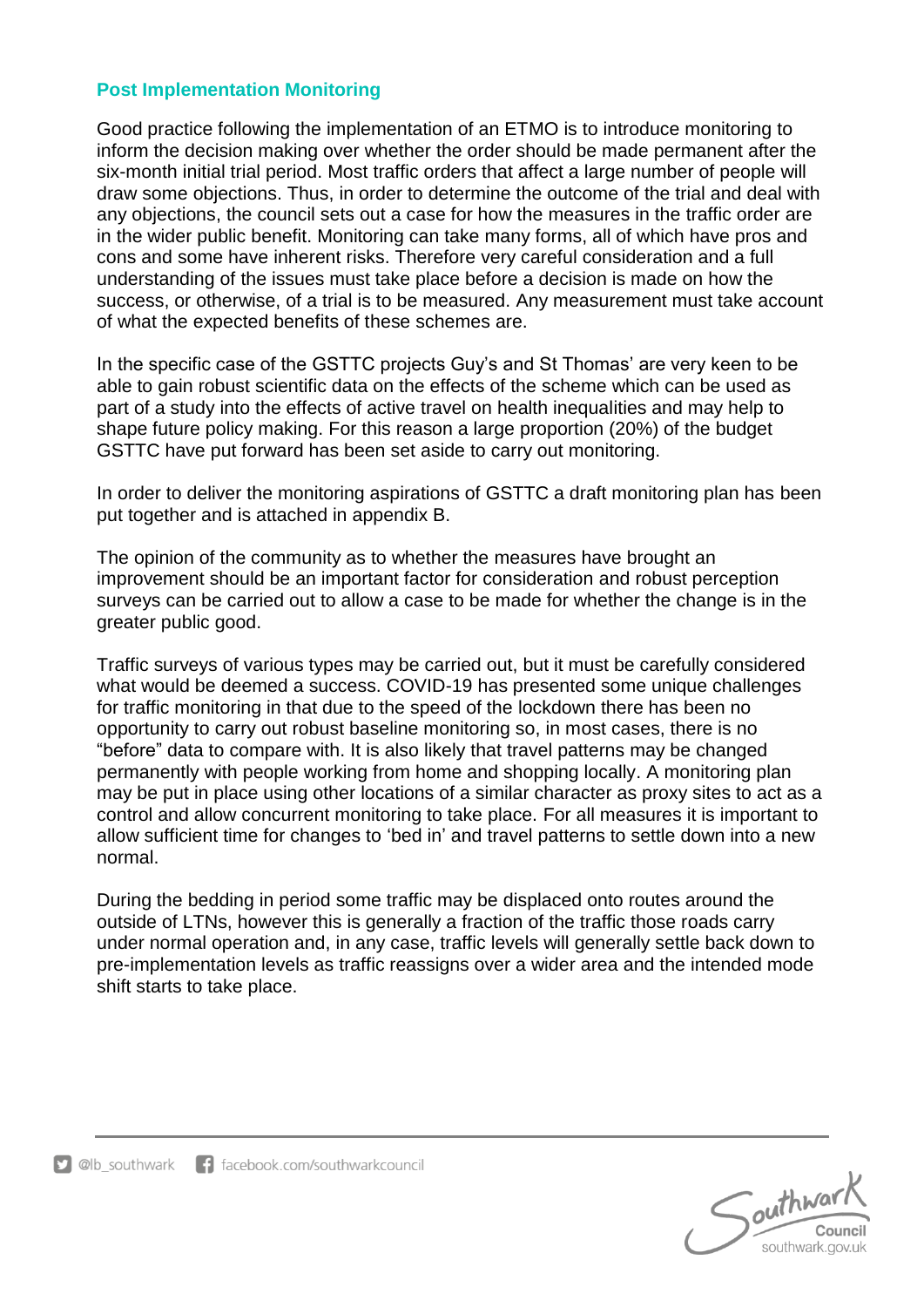## Post Implementation Monitoring

Good practice following the implementation of an ETMO is to introduce monitoring to inform the decision making over whether the order should be made permanent after the six-month initial trial period. Most traffic orders that affect a large number of people will draw some objections. Thus, in order to determine the outcome of the trial and deal with any objections, the council sets out a case for how the measures in the traffic order are in the wider public benefit. Monitoring can take many forms, all of which have pros and cons and some have inherent risks. Therefore very careful consideration and a full understanding of the issues must take place before a decision is made on how the success, or otherwise, of a trial is to be measured. Any measurement must take account of what the expected benefits of these schemes are.

In the specific case of the GSTTC projects Guy's and St Thomas' are very keen to be able to gain robust scientific data on the effects of the scheme which can be used as part of a study into the effects of active travel on health inequalities and may help to shape future policy making. For this reason a large proportion (20%) of the budget GSTTC have put forward has been set aside to carry out monitoring.

In order to deliver the monitoring aspirations of GSTTC a draft monitoring plan has been put together and is attached in appendix B.

The opinion of the community as to whether the measures have brought an improvement should be an important factor for consideration and robust perception surveys can be carried out to allow a case to be made for whether the change is in the greater public good.

Traffic surveys of various types may be carried out, but it must be carefully considered what would be deemed a success. COVID-19 has presented some unique challenges for traffic monitoring in that due to the speed of the lockdown there has been no opportunity to carry out robust baseline monitoring so, in most cases, there is no "before" data to compare with. It is also likely that travel patterns may be changed permanently with people working from home and shopping locally. A monitoring plan may be put in place using other locations of a similar character as proxy sites to act as a control and allow concurrent monitoring to take place. For all measures it is important to allow sufficient time for changes to 'bed in' and travel patterns to settle down into a new normal.

During the bedding in period some traffic may be displaced onto routes around the outside of LTNs, however this is generally a fraction of the traffic those roads carry under normal operation and, in any case, traffic levels will generally settle back down to pre-implementation levels as traffic reassigns over a wider area and the intended mode shift starts to take place.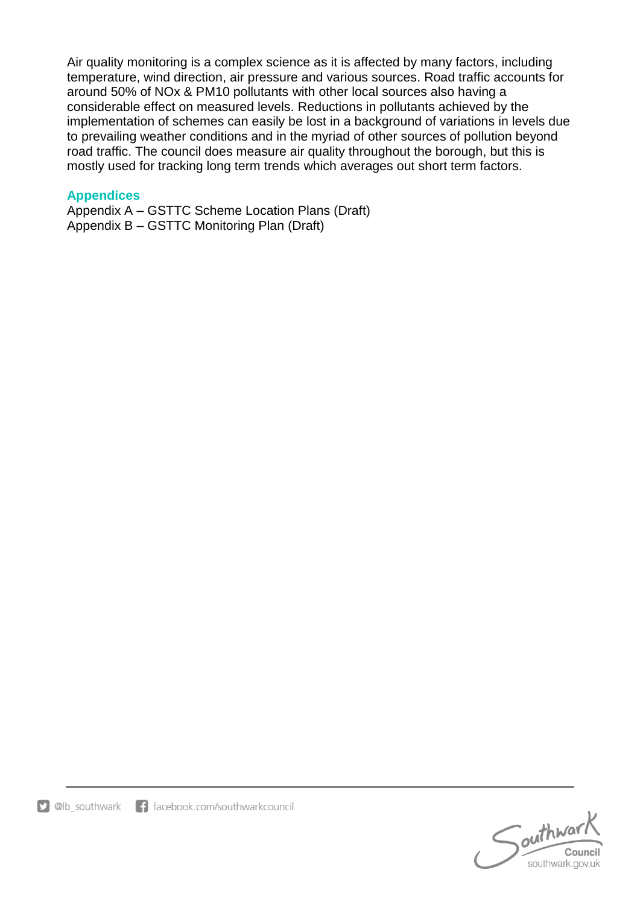Air quality monitoring is a complex science as it is affected by many factors, including temperature, wind direction, air pressure and various sources. Road traffic accounts for around 50% of NOx & PM10 pollutants with other local sources also having a considerable effect on measured levels. Reductions in pollutants achieved by the implementation of schemes can easily be lost in a background of variations in levels due to prevailing weather conditions and in the myriad of other sources of pollution beyond road traffic. The council does measure air quality throughout the borough, but this is mostly used for tracking long term trends which averages out short term factors.

## Appendices

Appendix A – GSTTC Scheme Location Plans (Draft)
Appendix B – GSTTC Monitoring Plan (Draft)